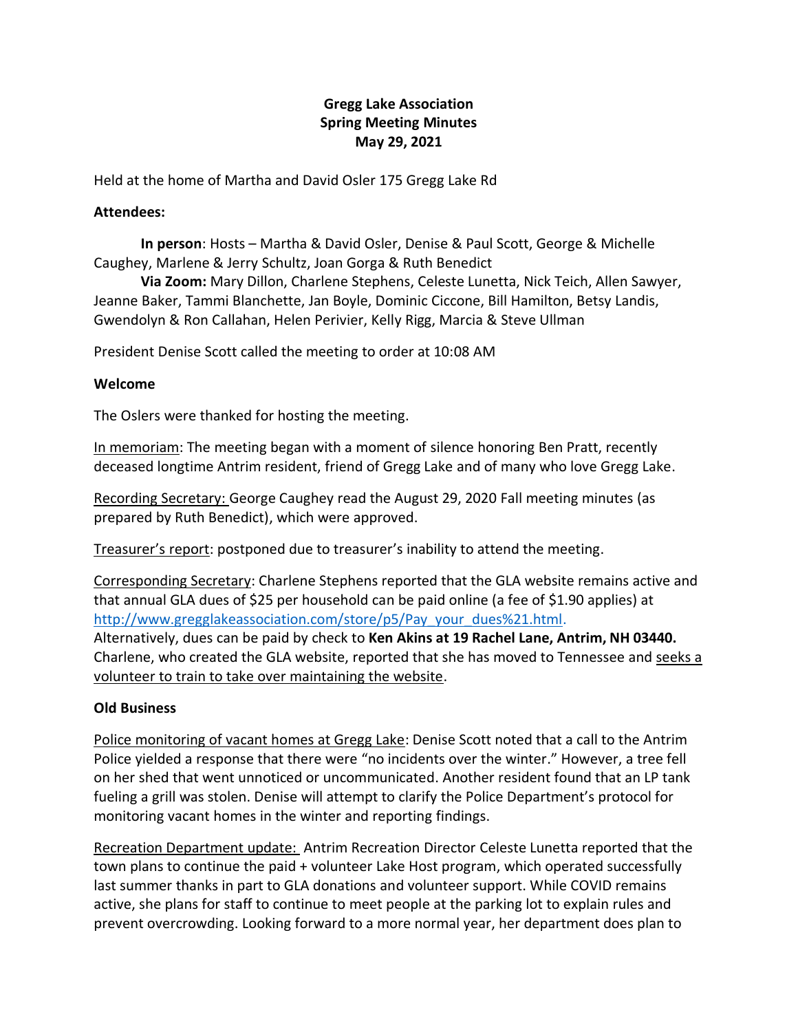# Gregg Lake Association
## Spring Meeting Minutes
### May 29, 2021

Held at the home of Martha and David Osler 175 Gregg Lake Rd

**Attendees:**

**In person**: Hosts – Martha & David Osler, Denise & Paul Scott, George & Michelle Caughey, Marlene & Jerry Schultz, Joan Gorga & Ruth Benedict

**Via Zoom:** Mary Dillon, Charlene Stephens, Celeste Lunetta, Nick Teich, Allen Sawyer, Jeanne Baker, Tammi Blanchette, Jan Boyle, Dominic Ciccone, Bill Hamilton, Betsy Landis, Gwendolyn & Ron Callahan, Helen Perivier, Kelly Rigg, Marcia & Steve Ullman

President Denise Scott called the meeting to order at 10:08 AM

**Welcome**

The Oslers were thanked for hosting the meeting.

<u>In memoriam</u>: The meeting began with a moment of silence honoring Ben Pratt, recently deceased longtime Antrim resident, friend of Gregg Lake and of many who love Gregg Lake.

<u>Recording Secretary:</u> George Caughey read the August 29, 2020 Fall meeting minutes (as prepared by Ruth Benedict), which were approved.

<u>Treasurer's report</u>: postponed due to treasurer's inability to attend the meeting.

<u>Corresponding Secretary</u>: Charlene Stephens reported that the GLA website remains active and that annual GLA dues of $25 per household can be paid online (a fee of $1.90 applies) at http://www.gregglakeassociation.com/store/p5/Pay_your_dues%21.html.
Alternatively, dues can be paid by check to **Ken Akins at 19 Rachel Lane, Antrim, NH 03440.** Charlene, who created the GLA website, reported that she has moved to Tennessee and <u>seeks a volunteer to train to take over maintaining the website</u>.

**Old Business**

<u>Police monitoring of vacant homes at Gregg Lake</u>: Denise Scott noted that a call to the Antrim Police yielded a response that there were "no incidents over the winter." However, a tree fell on her shed that went unnoticed or uncommunicated. Another resident found that an LP tank fueling a grill was stolen. Denise will attempt to clarify the Police Department's protocol for monitoring vacant homes in the winter and reporting findings.

<u>Recreation Department update:</u> Antrim Recreation Director Celeste Lunetta reported that the town plans to continue the paid + volunteer Lake Host program, which operated successfully last summer thanks in part to GLA donations and volunteer support. While COVID remains active, she plans for staff to continue to meet people at the parking lot to explain rules and prevent overcrowding. Looking forward to a more normal year, her department does plan to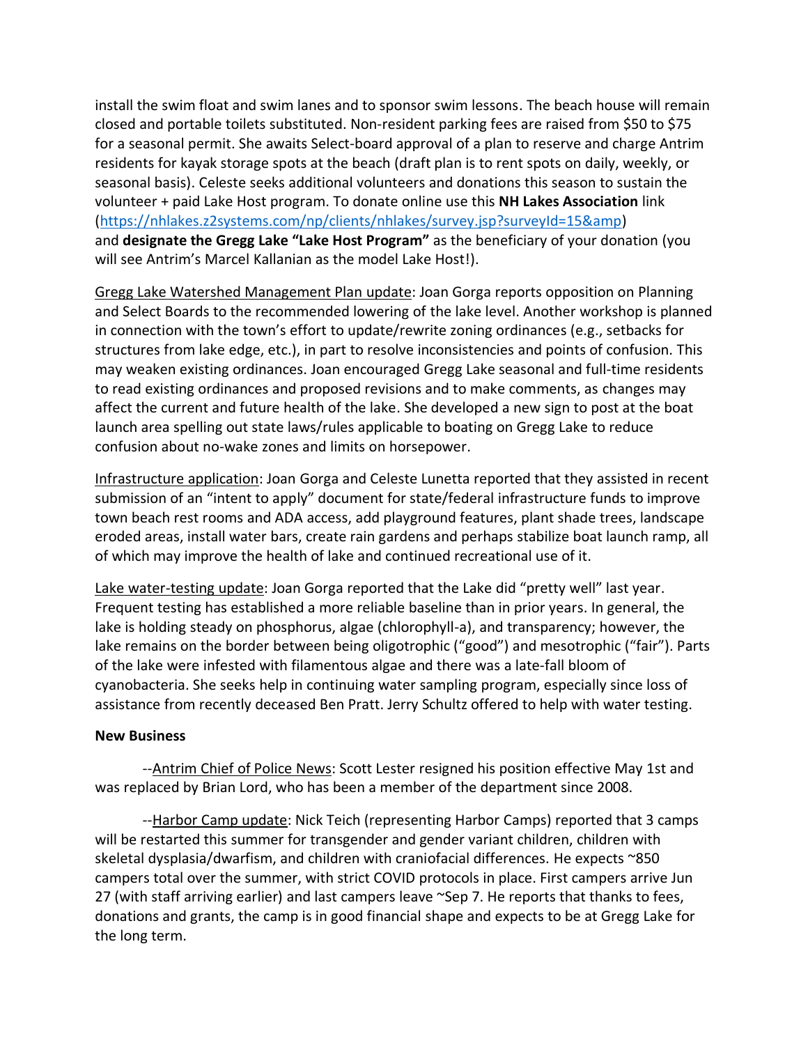install the swim float and swim lanes and to sponsor swim lessons. The beach house will remain closed and portable toilets substituted. Non-resident parking fees are raised from $50 to $75 for a seasonal permit. She awaits Select-board approval of a plan to reserve and charge Antrim residents for kayak storage spots at the beach (draft plan is to rent spots on daily, weekly, or seasonal basis). Celeste seeks additional volunteers and donations this season to sustain the volunteer + paid Lake Host program. To donate online use this **NH Lakes Association** link (https://nhlakes.z2systems.com/np/clients/nhlakes/survey.jsp?surveyId=15&amp) and **designate the Gregg Lake "Lake Host Program"** as the beneficiary of your donation (you will see Antrim's Marcel Kallanian as the model Lake Host!).

Gregg Lake Watershed Management Plan update: Joan Gorga reports opposition on Planning and Select Boards to the recommended lowering of the lake level. Another workshop is planned in connection with the town's effort to update/rewrite zoning ordinances (e.g., setbacks for structures from lake edge, etc.), in part to resolve inconsistencies and points of confusion. This may weaken existing ordinances. Joan encouraged Gregg Lake seasonal and full-time residents to read existing ordinances and proposed revisions and to make comments, as changes may affect the current and future health of the lake. She developed a new sign to post at the boat launch area spelling out state laws/rules applicable to boating on Gregg Lake to reduce confusion about no-wake zones and limits on horsepower.

Infrastructure application: Joan Gorga and Celeste Lunetta reported that they assisted in recent submission of an "intent to apply" document for state/federal infrastructure funds to improve town beach rest rooms and ADA access, add playground features, plant shade trees, landscape eroded areas, install water bars, create rain gardens and perhaps stabilize boat launch ramp, all of which may improve the health of lake and continued recreational use of it.

Lake water-testing update: Joan Gorga reported that the Lake did "pretty well" last year. Frequent testing has established a more reliable baseline than in prior years. In general, the lake is holding steady on phosphorus, algae (chlorophyll-a), and transparency; however, the lake remains on the border between being oligotrophic ("good") and mesotrophic ("fair"). Parts of the lake were infested with filamentous algae and there was a late-fall bloom of cyanobacteria. She seeks help in continuing water sampling program, especially since loss of assistance from recently deceased Ben Pratt. Jerry Schultz offered to help with water testing.

**New Business**

--Antrim Chief of Police News: Scott Lester resigned his position effective May 1st and was replaced by Brian Lord, who has been a member of the department since 2008.

--Harbor Camp update: Nick Teich (representing Harbor Camps) reported that 3 camps will be restarted this summer for transgender and gender variant children, children with skeletal dysplasia/dwarfism, and children with craniofacial differences. He expects ~850 campers total over the summer, with strict COVID protocols in place. First campers arrive Jun 27 (with staff arriving earlier) and last campers leave ~Sep 7. He reports that thanks to fees, donations and grants, the camp is in good financial shape and expects to be at Gregg Lake for the long term.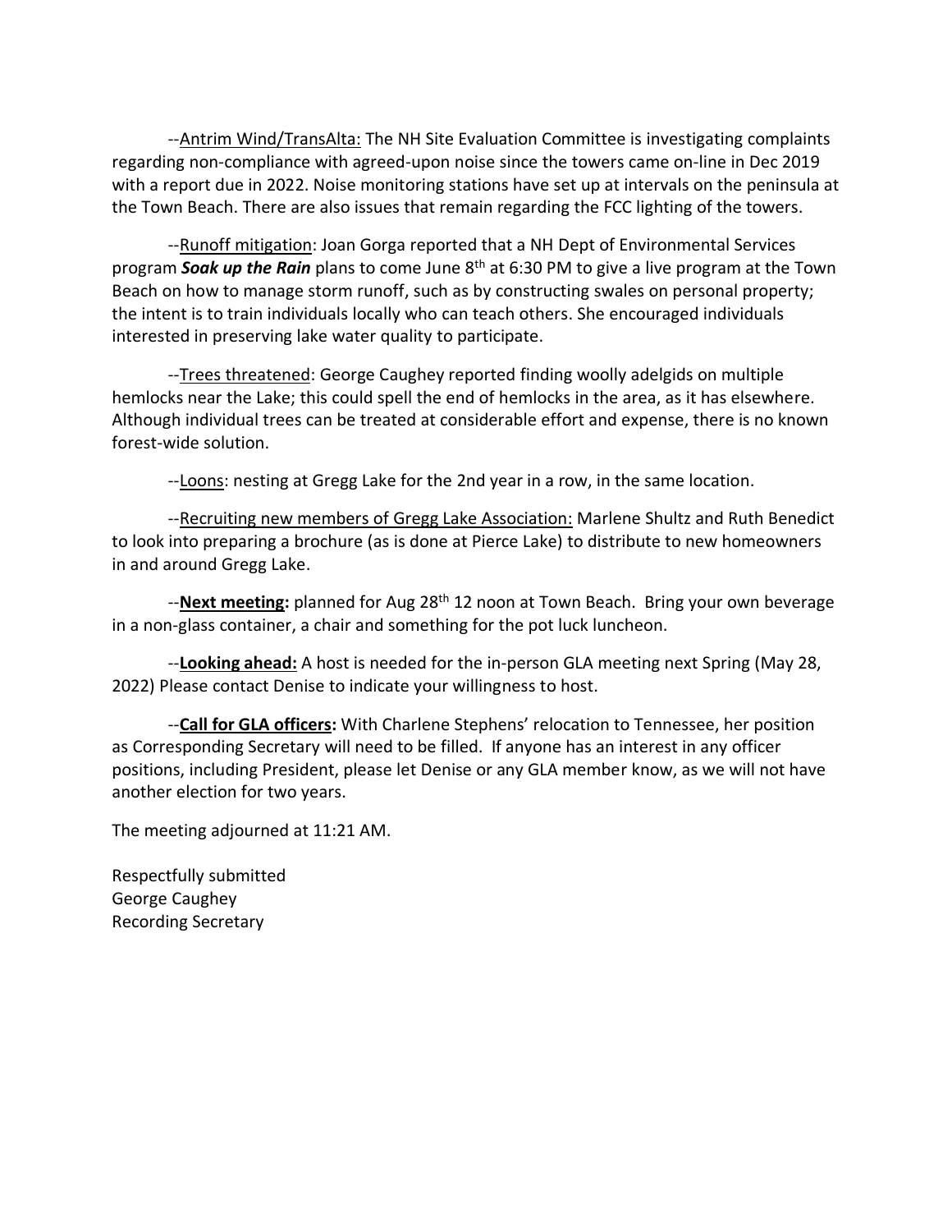--Antrim Wind/TransAlta: The NH Site Evaluation Committee is investigating complaints regarding non-compliance with agreed-upon noise since the towers came on-line in Dec 2019 with a report due in 2022. Noise monitoring stations have set up at intervals on the peninsula at the Town Beach. There are also issues that remain regarding the FCC lighting of the towers.

--Runoff mitigation: Joan Gorga reported that a NH Dept of Environmental Services program ***Soak up the Rain*** plans to come June 8th at 6:30 PM to give a live program at the Town Beach on how to manage storm runoff, such as by constructing swales on personal property; the intent is to train individuals locally who can teach others. She encouraged individuals interested in preserving lake water quality to participate.

--Trees threatened: George Caughey reported finding woolly adelgids on multiple hemlocks near the Lake; this could spell the end of hemlocks in the area, as it has elsewhere. Although individual trees can be treated at considerable effort and expense, there is no known forest-wide solution.

--Loons: nesting at Gregg Lake for the 2nd year in a row, in the same location.

--Recruiting new members of Gregg Lake Association: Marlene Shultz and Ruth Benedict to look into preparing a brochure (as is done at Pierce Lake) to distribute to new homeowners in and around Gregg Lake.

--**Next meeting:** planned for Aug 28th 12 noon at Town Beach. Bring your own beverage in a non-glass container, a chair and something for the pot luck luncheon.

--**Looking ahead:** A host is needed for the in-person GLA meeting next Spring (May 28, 2022) Please contact Denise to indicate your willingness to host.

--**Call for GLA officers:** With Charlene Stephens' relocation to Tennessee, her position as Corresponding Secretary will need to be filled. If anyone has an interest in any officer positions, including President, please let Denise or any GLA member know, as we will not have another election for two years.

The meeting adjourned at 11:21 AM.

Respectfully submitted
George Caughey
Recording Secretary